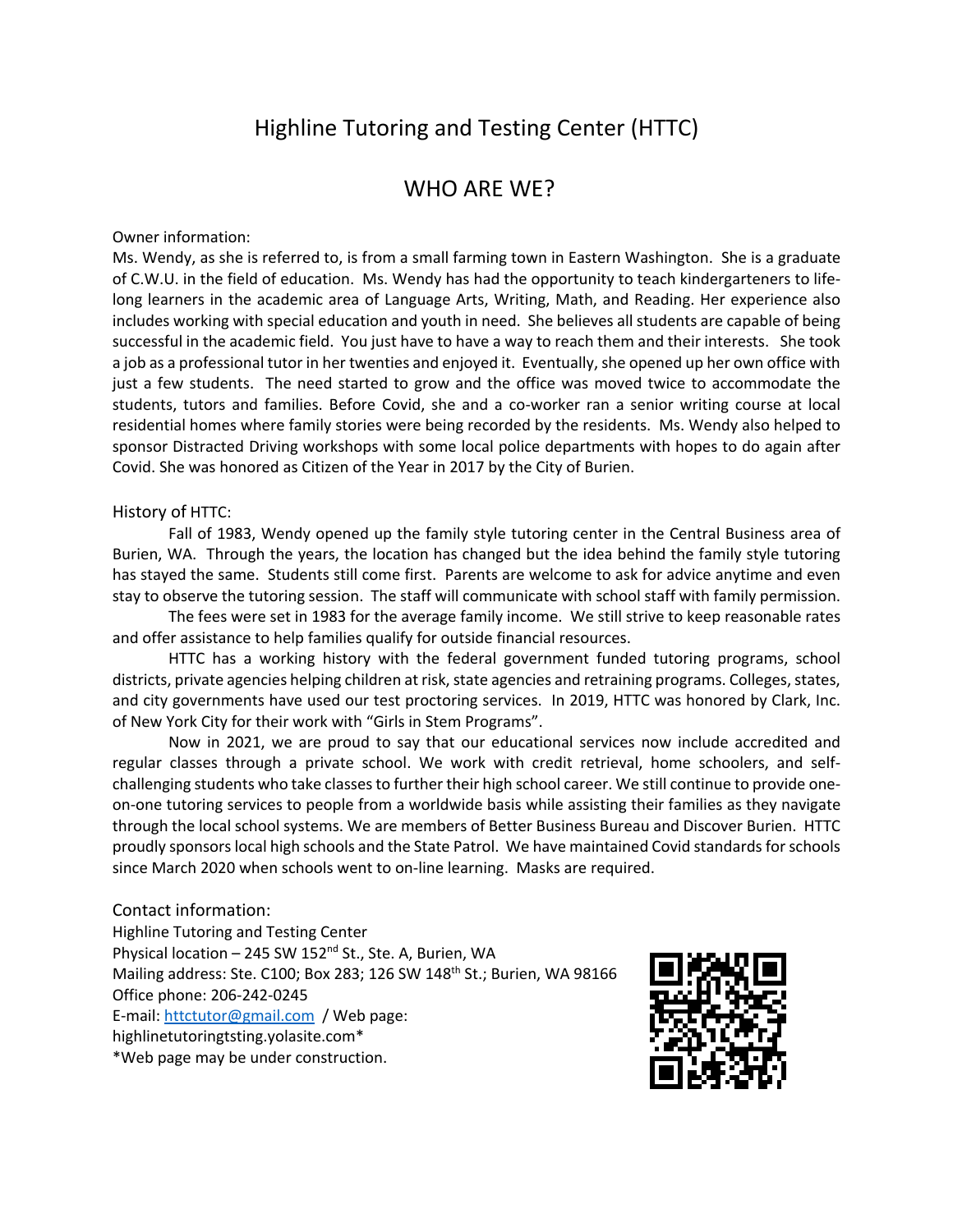# Highline Tutoring and Testing Center (HTTC)

## WHO ARE WE?

Owner information:

Ms. Wendy, as she is referred to, is from a small farming town in Eastern Washington. She is a graduate of C.W.U. in the field of education. Ms. Wendy has had the opportunity to teach kindergarteners to life-long learners in the academic area of Language Arts, Writing, Math, and Reading. Her experience also includes working with special education and youth in need. She believes all students are capable of being successful in the academic field. You just have to have a way to reach them and their interests. She took a job as a professional tutor in her twenties and enjoyed it. Eventually, she opened up her own office with just a few students. The need started to grow and the office was moved twice to accommodate the students, tutors and families. Before Covid, she and a co-worker ran a senior writing course at local residential homes where family stories were being recorded by the residents. Ms. Wendy also helped to sponsor Distracted Driving workshops with some local police departments with hopes to do again after Covid. She was honored as Citizen of the Year in 2017 by the City of Burien.

History of HTTC:

Fall of 1983, Wendy opened up the family style tutoring center in the Central Business area of Burien, WA. Through the years, the location has changed but the idea behind the family style tutoring has stayed the same. Students still come first. Parents are welcome to ask for advice anytime and even stay to observe the tutoring session. The staff will communicate with school staff with family permission.

The fees were set in 1983 for the average family income. We still strive to keep reasonable rates and offer assistance to help families qualify for outside financial resources.

HTTC has a working history with the federal government funded tutoring programs, school districts, private agencies helping children at risk, state agencies and retraining programs. Colleges, states, and city governments have used our test proctoring services. In 2019, HTTC was honored by Clark, Inc. of New York City for their work with "Girls in Stem Programs".

Now in 2021, we are proud to say that our educational services now include accredited and regular classes through a private school. We work with credit retrieval, home schoolers, and self-challenging students who take classes to further their high school career. We still continue to provide one-on-one tutoring services to people from a worldwide basis while assisting their families as they navigate through the local school systems. We are members of Better Business Bureau and Discover Burien. HTTC proudly sponsors local high schools and the State Patrol. We have maintained Covid standards for schools since March 2020 when schools went to on-line learning. Masks are required.

Contact information:

Highline Tutoring and Testing Center
Physical location – 245 SW 152nd St., Ste. A, Burien, WA
Mailing address: Ste. C100; Box 283; 126 SW 148th St.; Burien, WA 98166
Office phone: 206-242-0245
E-mail: httctutor@gmail.com / Web page: highlinetutoringtsting.yolasite.com*
*Web page may be under construction.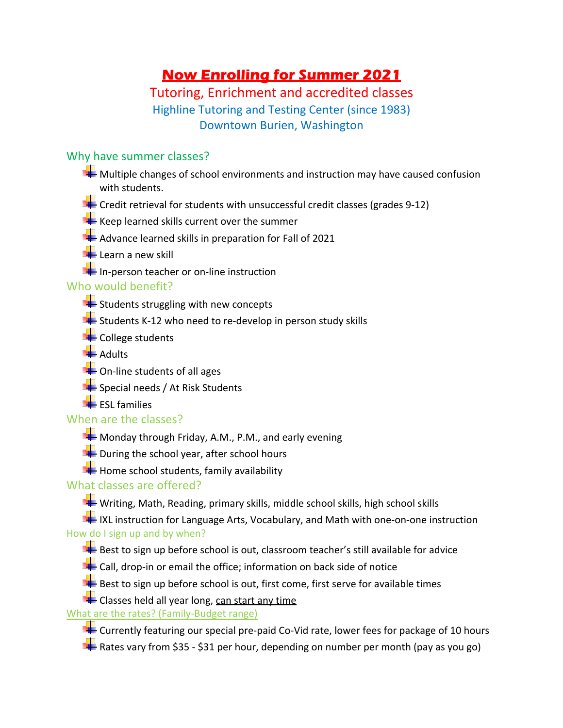# **Now Enrolling for Summer 2021**

## Tutoring, Enrichment and accredited classes

### Highline Tutoring and Testing Center (since 1983)

### Downtown Burien, Washington

## Why have summer classes?

- Multiple changes of school environments and instruction may have caused confusion with students.
- Credit retrieval for students with unsuccessful credit classes (grades 9-12)
- Keep learned skills current over the summer
- Advance learned skills in preparation for Fall of 2021
- Learn a new skill
- In-person teacher or on-line instruction

## Who would benefit?

- Students struggling with new concepts
- Students K-12 who need to re-develop in person study skills
- College students
- Adults
- On-line students of all ages
- Special needs / At Risk Students
- ESL families

## When are the classes?

- Monday through Friday, A.M., P.M., and early evening
- During the school year, after school hours
- Home school students, family availability

## What classes are offered?

- Writing, Math, Reading, primary skills, middle school skills, high school skills
- IXL instruction for Language Arts, Vocabulary, and Math with one-on-one instruction

### How do I sign up and by when?

- Best to sign up before school is out, classroom teacher's still available for advice
- Call, drop-in or email the office; information on back side of notice
- Best to sign up before school is out, first come, first serve for available times
- Classes held all year long, <u>can start any time</u>

### <u>What are the rates? (Family-Budget range)</u>

- Currently featuring our special pre-paid Co-Vid rate, lower fees for package of 10 hours
- Rates vary from $35 - $31 per hour, depending on number per month (pay as you go)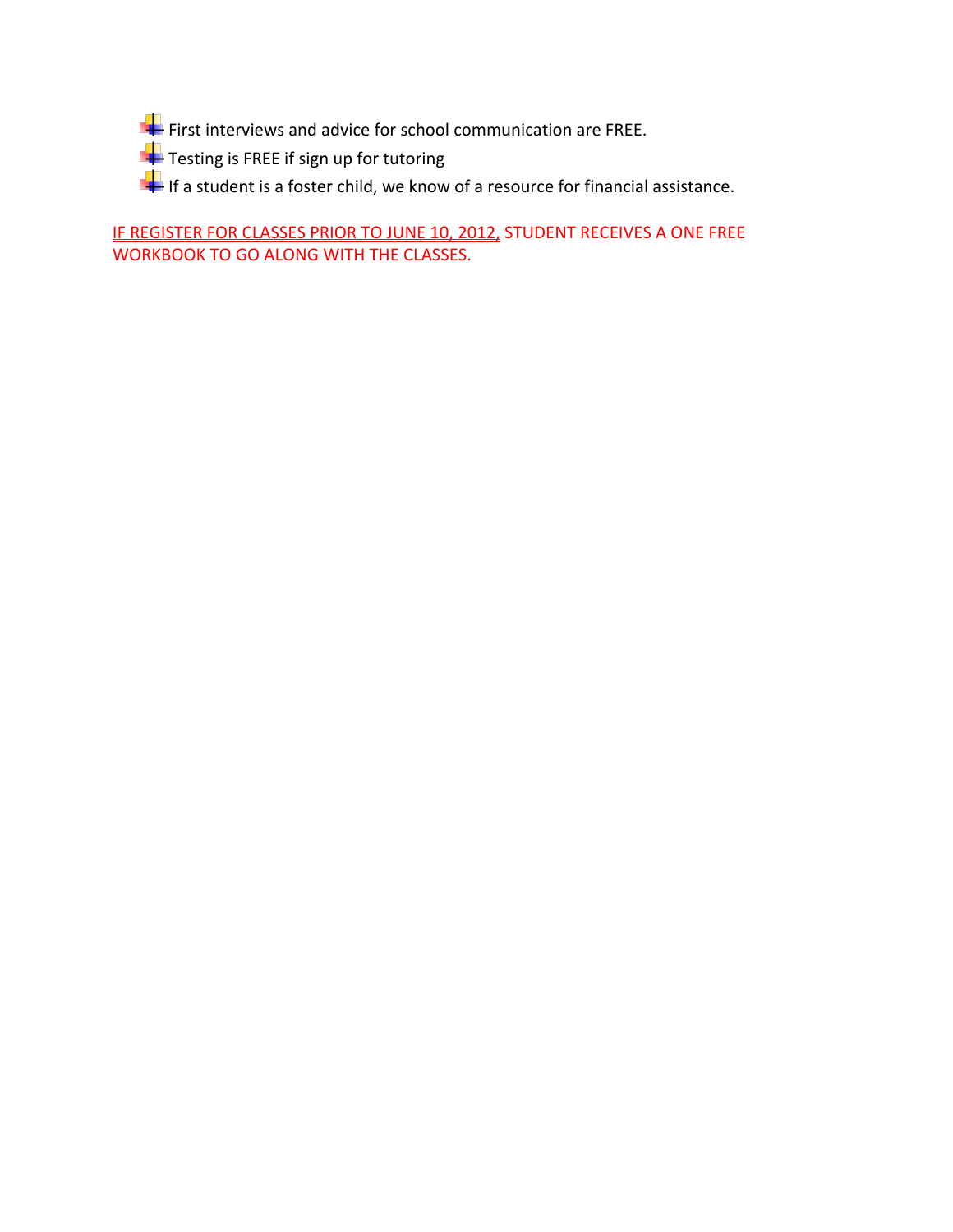- First interviews and advice for school communication are FREE.
- Testing is FREE if sign up for tutoring
- If a student is a foster child, we know of a resource for financial assistance.

<u>IF REGISTER FOR CLASSES PRIOR TO JUNE 10, 2012,</u> STUDENT RECEIVES A ONE FREE WORKBOOK TO GO ALONG WITH THE CLASSES.